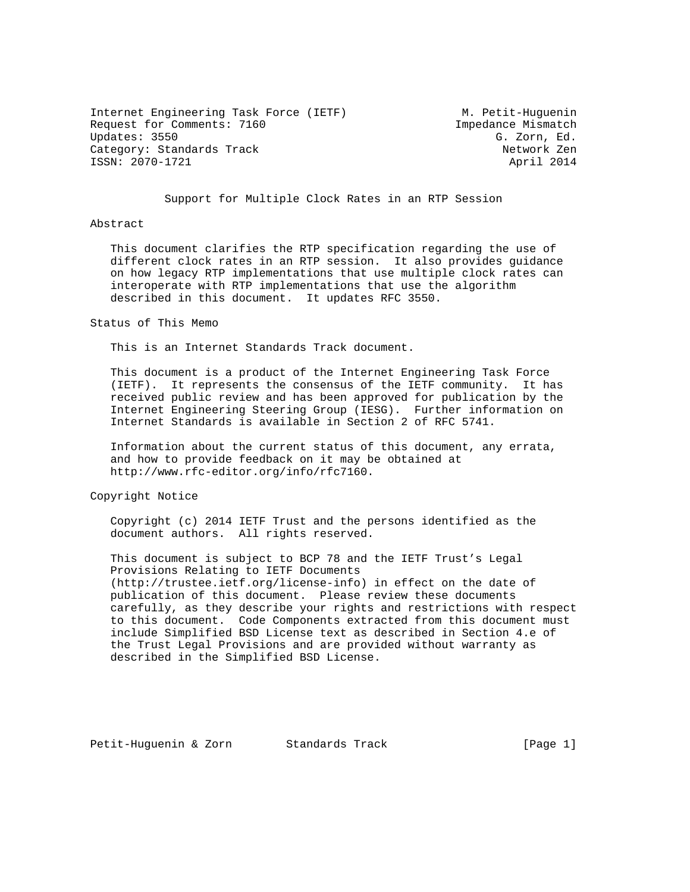Internet Engineering Task Force (IETF) M. Petit-Huguenin
Request for Comments: 7160 Impedance Mismatch
Updates: 3550 G. Zorn, Ed.
Category: Standards Track Network Zen
ISSN: 2070-1721 April 2014

# Support for Multiple Clock Rates in an RTP Session

## Abstract

This document clarifies the RTP specification regarding the use of different clock rates in an RTP session. It also provides guidance on how legacy RTP implementations that use multiple clock rates can interoperate with RTP implementations that use the algorithm described in this document. It updates RFC 3550.

## Status of This Memo

This is an Internet Standards Track document.

This document is a product of the Internet Engineering Task Force (IETF). It represents the consensus of the IETF community. It has received public review and has been approved for publication by the Internet Engineering Steering Group (IESG). Further information on Internet Standards is available in Section 2 of RFC 5741.

Information about the current status of this document, any errata, and how to provide feedback on it may be obtained at http://www.rfc-editor.org/info/rfc7160.

## Copyright Notice

Copyright (c) 2014 IETF Trust and the persons identified as the document authors. All rights reserved.

This document is subject to BCP 78 and the IETF Trust's Legal Provisions Relating to IETF Documents (http://trustee.ietf.org/license-info) in effect on the date of publication of this document. Please review these documents carefully, as they describe your rights and restrictions with respect to this document. Code Components extracted from this document must include Simplified BSD License text as described in Section 4.e of the Trust Legal Provisions and are provided without warranty as described in the Simplified BSD License.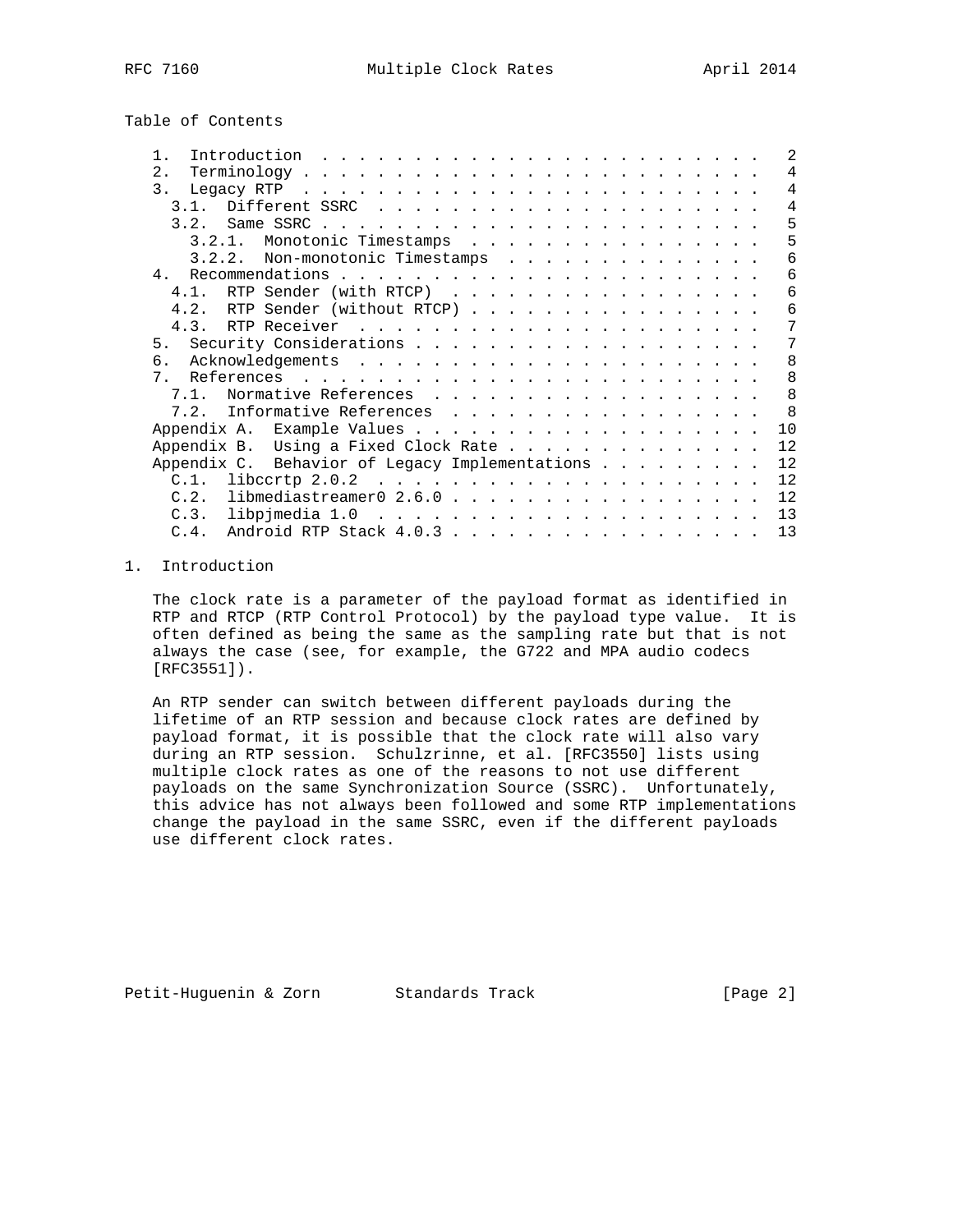Table of Contents

```
   1.  Introduction  . . . . . . . . . . . . . . . . . . . . . . . . .   2
   2.  Terminology . . . . . . . . . . . . . . . . . . . . . . . . . .   4
   3.  Legacy RTP  . . . . . . . . . . . . . . . . . . . . . . . . . .   4
     3.1.  Different SSRC  . . . . . . . . . . . . . . . . . . . . . .   4
     3.2.  Same SSRC . . . . . . . . . . . . . . . . . . . . . . . . .   5
       3.2.1.  Monotonic Timestamps  . . . . . . . . . . . . . . . . .   5
       3.2.2.  Non-monotonic Timestamps  . . . . . . . . . . . . . . .   6
   4.  Recommendations . . . . . . . . . . . . . . . . . . . . . . . .   6
     4.1.  RTP Sender (with RTCP)  . . . . . . . . . . . . . . . . . .   6
     4.2.  RTP Sender (without RTCP) . . . . . . . . . . . . . . . . .   6
     4.3.  RTP Receiver  . . . . . . . . . . . . . . . . . . . . . . .   7
   5.  Security Considerations . . . . . . . . . . . . . . . . . . . .   7
   6.  Acknowledgements  . . . . . . . . . . . . . . . . . . . . . . .   8
   7.  References  . . . . . . . . . . . . . . . . . . . . . . . . . .   8
     7.1.  Normative References  . . . . . . . . . . . . . . . . . . .   8
     7.2.  Informative References  . . . . . . . . . . . . . . . . . .   8
   Appendix A.  Example Values . . . . . . . . . . . . . . . . . . . .  10
   Appendix B.  Using a Fixed Clock Rate . . . . . . . . . . . . . . .  12
   Appendix C.  Behavior of Legacy Implementations . . . . . . . . . .  12
     C.1.  libccrtp 2.0.2  . . . . . . . . . . . . . . . . . . . . . .  12
     C.2.  libmediastreamer0 2.6.0 . . . . . . . . . . . . . . . . . .  12
     C.3.  libpjmedia 1.0  . . . . . . . . . . . . . . . . . . . . . .  13
     C.4.  Android RTP Stack 4.0.3 . . . . . . . . . . . . . . . . . .  13
```

## 1. Introduction

The clock rate is a parameter of the payload format as identified in RTP and RTCP (RTP Control Protocol) by the payload type value. It is often defined as being the same as the sampling rate but that is not always the case (see, for example, the G722 and MPA audio codecs [RFC3551]).

An RTP sender can switch between different payloads during the lifetime of an RTP session and because clock rates are defined by payload format, it is possible that the clock rate will also vary during an RTP session. Schulzrinne, et al. [RFC3550] lists using multiple clock rates as one of the reasons to not use different payloads on the same Synchronization Source (SSRC). Unfortunately, this advice has not always been followed and some RTP implementations change the payload in the same SSRC, even if the different payloads use different clock rates.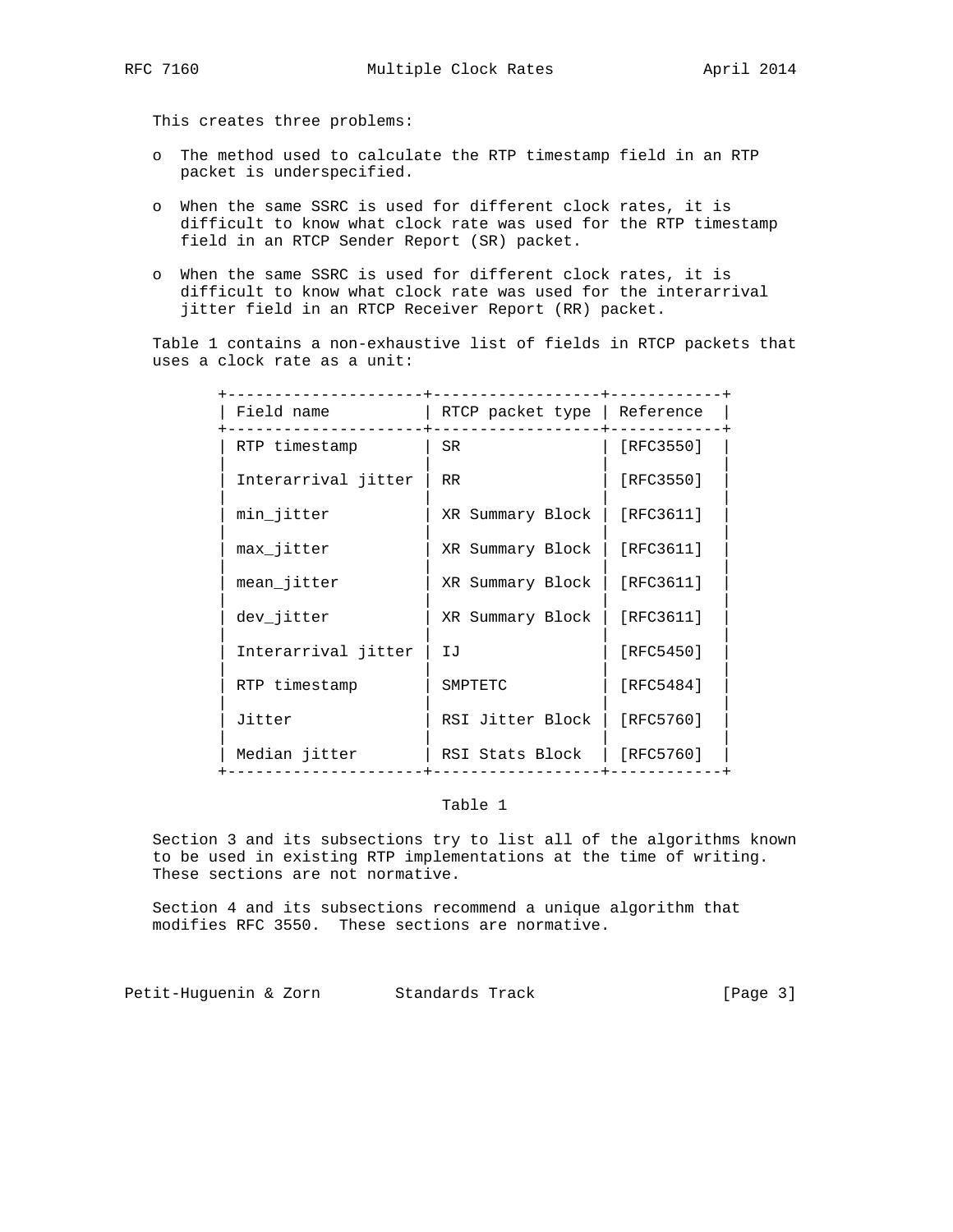This creates three problems:

- The method used to calculate the RTP timestamp field in an RTP packet is underspecified.
- When the same SSRC is used for different clock rates, it is difficult to know what clock rate was used for the RTP timestamp field in an RTCP Sender Report (SR) packet.
- When the same SSRC is used for different clock rates, it is difficult to know what clock rate was used for the interarrival jitter field in an RTCP Receiver Report (RR) packet.

Table 1 contains a non-exhaustive list of fields in RTCP packets that uses a clock rate as a unit:

| Field name | RTCP packet type | Reference |
|---|---|---|
| RTP timestamp | SR | [RFC3550] |
| Interarrival jitter | RR | [RFC3550] |
| min_jitter | XR Summary Block | [RFC3611] |
| max_jitter | XR Summary Block | [RFC3611] |
| mean_jitter | XR Summary Block | [RFC3611] |
| dev_jitter | XR Summary Block | [RFC3611] |
| Interarrival jitter | IJ | [RFC5450] |
| RTP timestamp | SMPTETC | [RFC5484] |
| Jitter | RSI Jitter Block | [RFC5760] |
| Median jitter | RSI Stats Block | [RFC5760] |

Table 1

Section 3 and its subsections try to list all of the algorithms known to be used in existing RTP implementations at the time of writing. These sections are not normative.

Section 4 and its subsections recommend a unique algorithm that modifies RFC 3550. These sections are normative.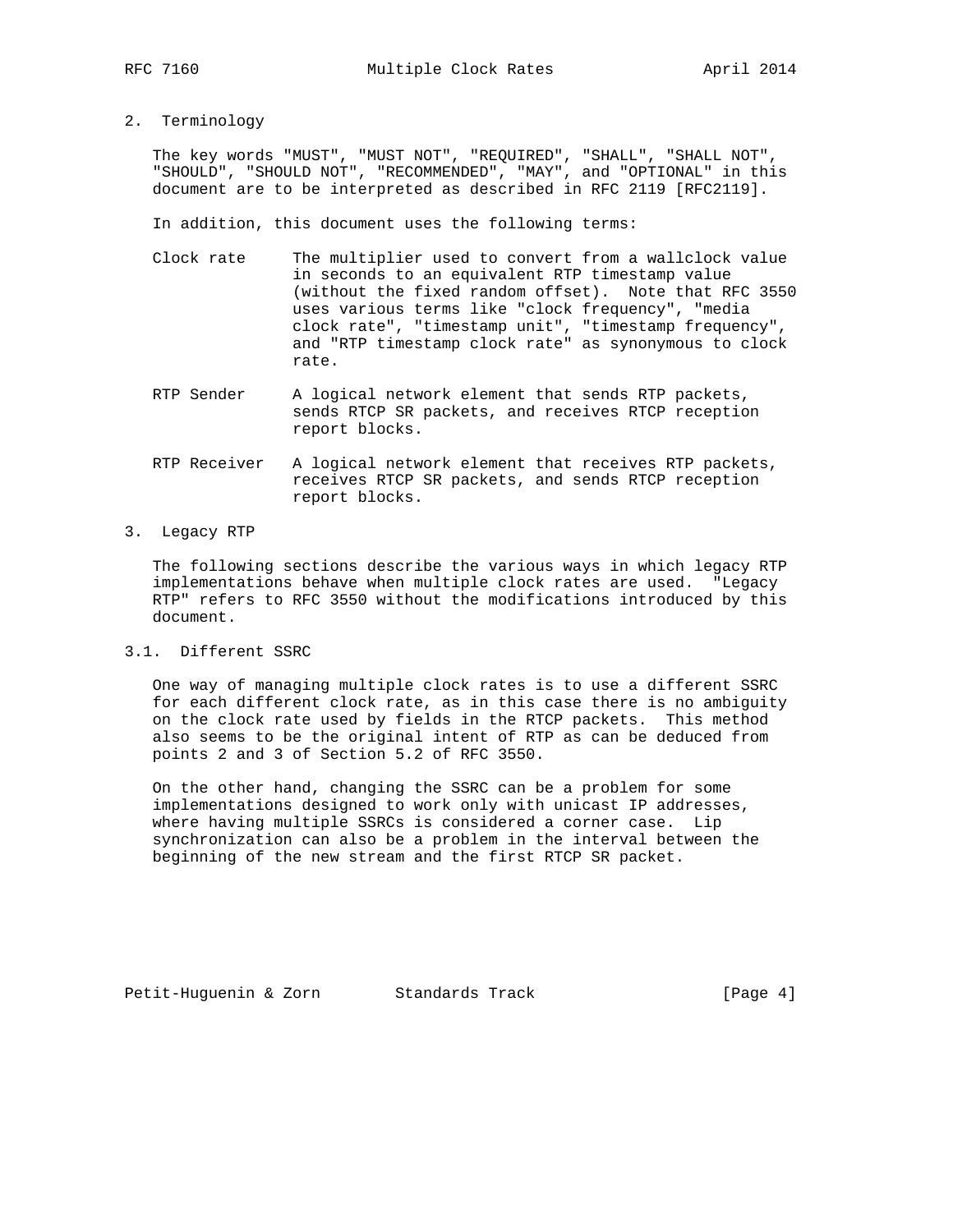## 2. Terminology

The key words "MUST", "MUST NOT", "REQUIRED", "SHALL", "SHALL NOT", "SHOULD", "SHOULD NOT", "RECOMMENDED", "MAY", and "OPTIONAL" in this document are to be interpreted as described in RFC 2119 [RFC2119].

In addition, this document uses the following terms:

Clock rate
: The multiplier used to convert from a wallclock value in seconds to an equivalent RTP timestamp value (without the fixed random offset). Note that RFC 3550 uses various terms like "clock frequency", "media clock rate", "timestamp unit", "timestamp frequency", and "RTP timestamp clock rate" as synonymous to clock rate.

RTP Sender
: A logical network element that sends RTP packets, sends RTCP SR packets, and receives RTCP reception report blocks.

RTP Receiver
: A logical network element that receives RTP packets, receives RTCP SR packets, and sends RTCP reception report blocks.

## 3. Legacy RTP

The following sections describe the various ways in which legacy RTP implementations behave when multiple clock rates are used. "Legacy RTP" refers to RFC 3550 without the modifications introduced by this document.

### 3.1. Different SSRC

One way of managing multiple clock rates is to use a different SSRC for each different clock rate, as in this case there is no ambiguity on the clock rate used by fields in the RTCP packets. This method also seems to be the original intent of RTP as can be deduced from points 2 and 3 of Section 5.2 of RFC 3550.

On the other hand, changing the SSRC can be a problem for some implementations designed to work only with unicast IP addresses, where having multiple SSRCs is considered a corner case. Lip synchronization can also be a problem in the interval between the beginning of the new stream and the first RTCP SR packet.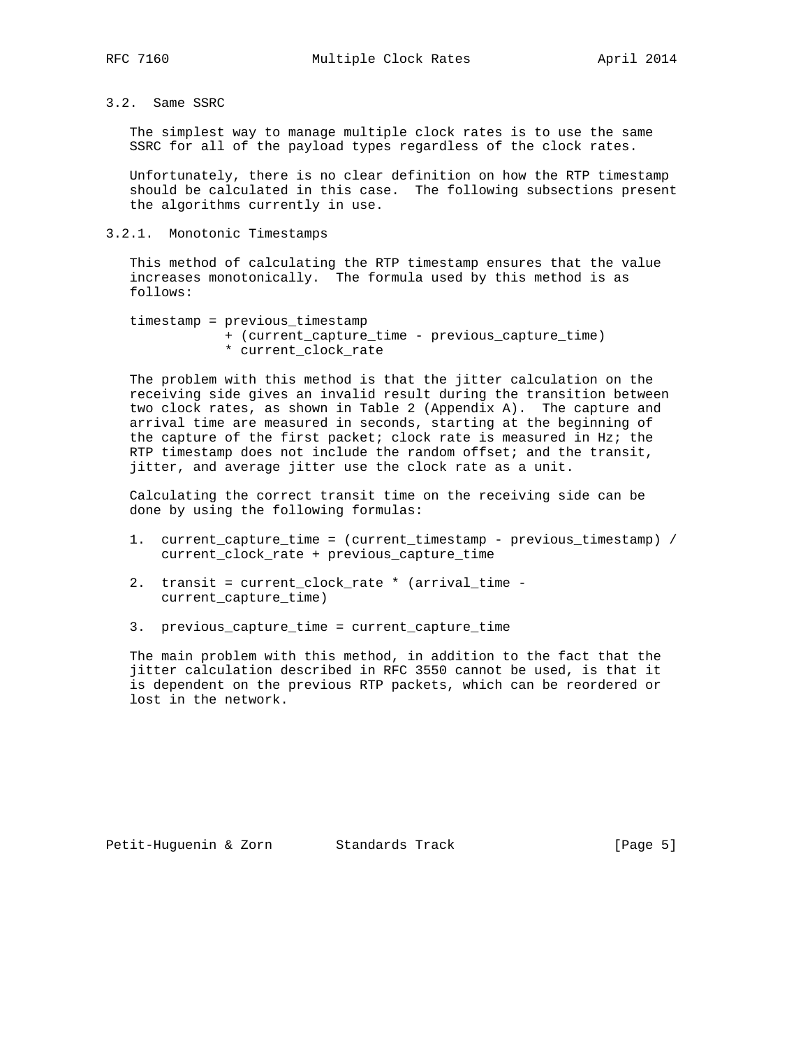### 3.2. Same SSRC

The simplest way to manage multiple clock rates is to use the same SSRC for all of the payload types regardless of the clock rates.

Unfortunately, there is no clear definition on how the RTP timestamp should be calculated in this case. The following subsections present the algorithms currently in use.

#### 3.2.1. Monotonic Timestamps

This method of calculating the RTP timestamp ensures that the value increases monotonically. The formula used by this method is as follows:

```
timestamp = previous_timestamp
            + (current_capture_time - previous_capture_time)
            * current_clock_rate
```

The problem with this method is that the jitter calculation on the receiving side gives an invalid result during the transition between two clock rates, as shown in Table 2 (Appendix A). The capture and arrival time are measured in seconds, starting at the beginning of the capture of the first packet; clock rate is measured in Hz; the RTP timestamp does not include the random offset; and the transit, jitter, and average jitter use the clock rate as a unit.

Calculating the correct transit time on the receiving side can be done by using the following formulas:

1. current_capture_time = (current_timestamp - previous_timestamp) / current_clock_rate + previous_capture_time

2. transit = current_clock_rate * (arrival_time - current_capture_time)

3. previous_capture_time = current_capture_time

The main problem with this method, in addition to the fact that the jitter calculation described in RFC 3550 cannot be used, is that it is dependent on the previous RTP packets, which can be reordered or lost in the network.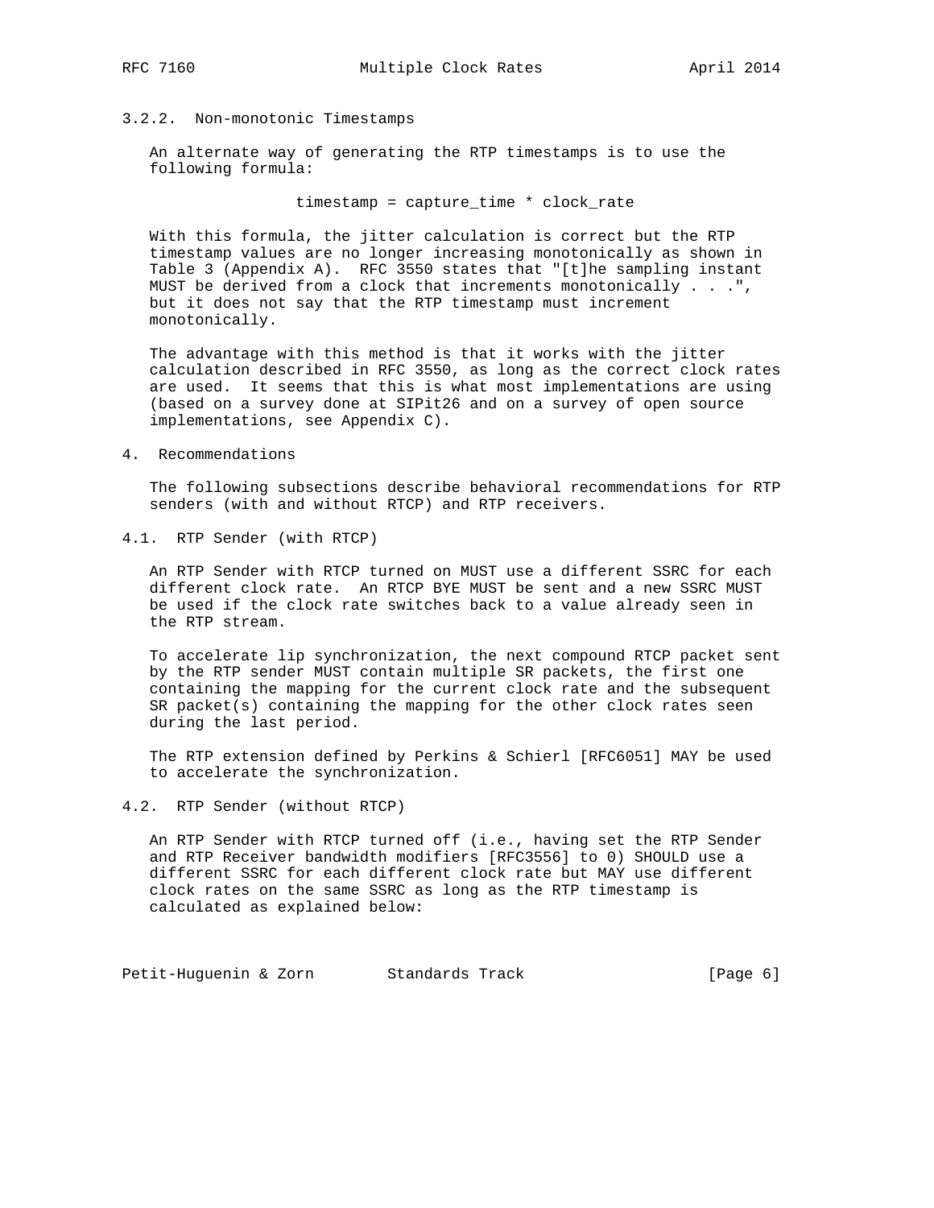### 3.2.2. Non-monotonic Timestamps

An alternate way of generating the RTP timestamps is to use the following formula:

```
timestamp = capture_time * clock_rate
```

With this formula, the jitter calculation is correct but the RTP timestamp values are no longer increasing monotonically as shown in Table 3 (Appendix A). RFC 3550 states that "[t]he sampling instant MUST be derived from a clock that increments monotonically . . .", but it does not say that the RTP timestamp must increment monotonically.

The advantage with this method is that it works with the jitter calculation described in RFC 3550, as long as the correct clock rates are used. It seems that this is what most implementations are using (based on a survey done at SIPit26 and on a survey of open source implementations, see Appendix C).

# 4. Recommendations

The following subsections describe behavioral recommendations for RTP senders (with and without RTCP) and RTP receivers.

## 4.1. RTP Sender (with RTCP)

An RTP Sender with RTCP turned on MUST use a different SSRC for each different clock rate. An RTCP BYE MUST be sent and a new SSRC MUST be used if the clock rate switches back to a value already seen in the RTP stream.

To accelerate lip synchronization, the next compound RTCP packet sent by the RTP sender MUST contain multiple SR packets, the first one containing the mapping for the current clock rate and the subsequent SR packet(s) containing the mapping for the other clock rates seen during the last period.

The RTP extension defined by Perkins & Schierl [RFC6051] MAY be used to accelerate the synchronization.

## 4.2. RTP Sender (without RTCP)

An RTP Sender with RTCP turned off (i.e., having set the RTP Sender and RTP Receiver bandwidth modifiers [RFC3556] to 0) SHOULD use a different SSRC for each different clock rate but MAY use different clock rates on the same SSRC as long as the RTP timestamp is calculated as explained below: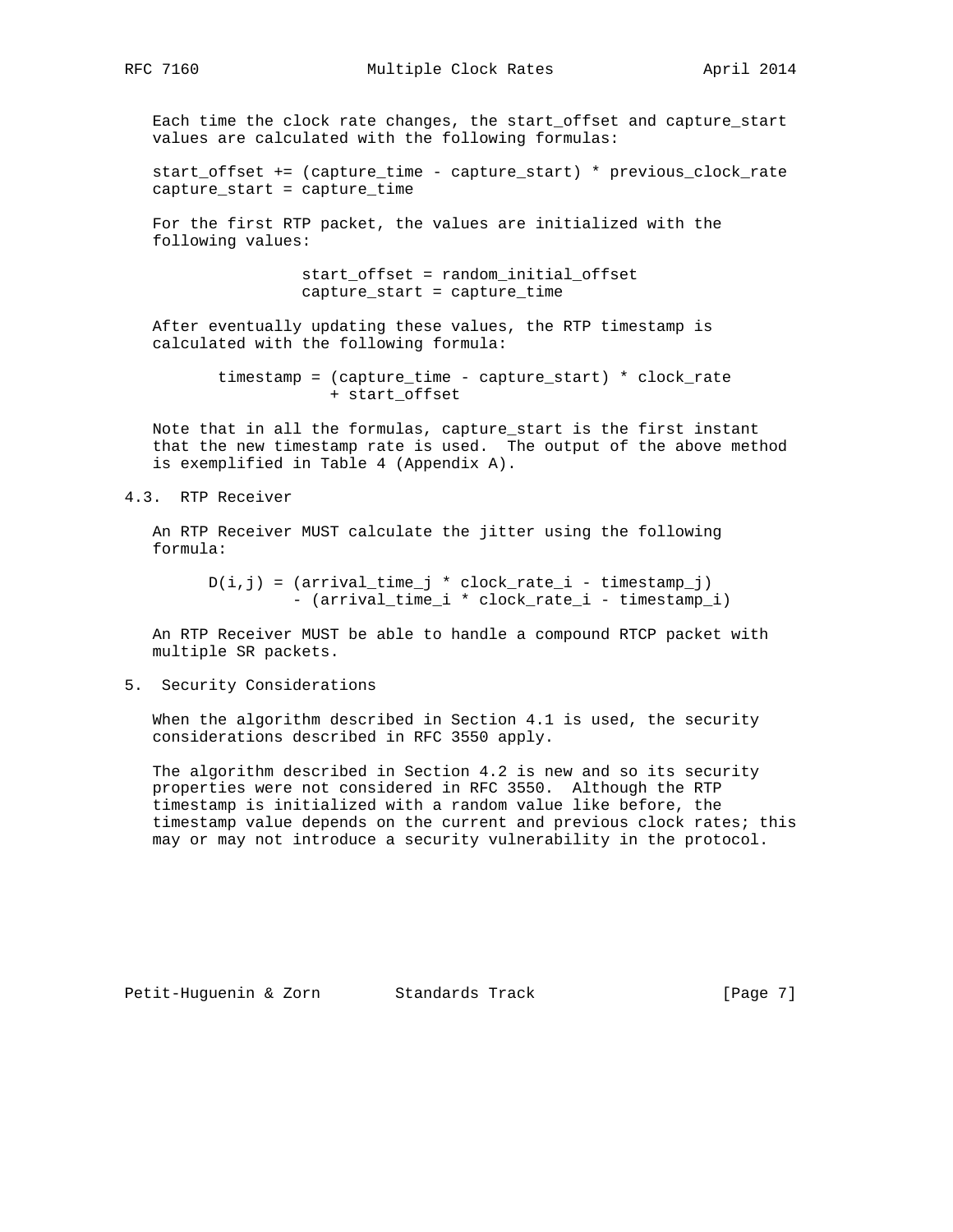Each time the clock rate changes, the start_offset and capture_start values are calculated with the following formulas:

```
start_offset += (capture_time - capture_start) * previous_clock_rate
capture_start = capture_time
```

For the first RTP packet, the values are initialized with the following values:

```
start_offset = random_initial_offset
capture_start = capture_time
```

After eventually updating these values, the RTP timestamp is calculated with the following formula:

```
timestamp = (capture_time - capture_start) * clock_rate
            + start_offset
```

Note that in all the formulas, capture_start is the first instant that the new timestamp rate is used. The output of the above method is exemplified in Table 4 (Appendix A).

## 4.3. RTP Receiver

An RTP Receiver MUST calculate the jitter using the following formula:

```
D(i,j) = (arrival_time_j * clock_rate_i - timestamp_j)
         - (arrival_time_i * clock_rate_i - timestamp_i)
```

An RTP Receiver MUST be able to handle a compound RTCP packet with multiple SR packets.

# 5. Security Considerations

When the algorithm described in Section 4.1 is used, the security considerations described in RFC 3550 apply.

The algorithm described in Section 4.2 is new and so its security properties were not considered in RFC 3550. Although the RTP timestamp is initialized with a random value like before, the timestamp value depends on the current and previous clock rates; this may or may not introduce a security vulnerability in the protocol.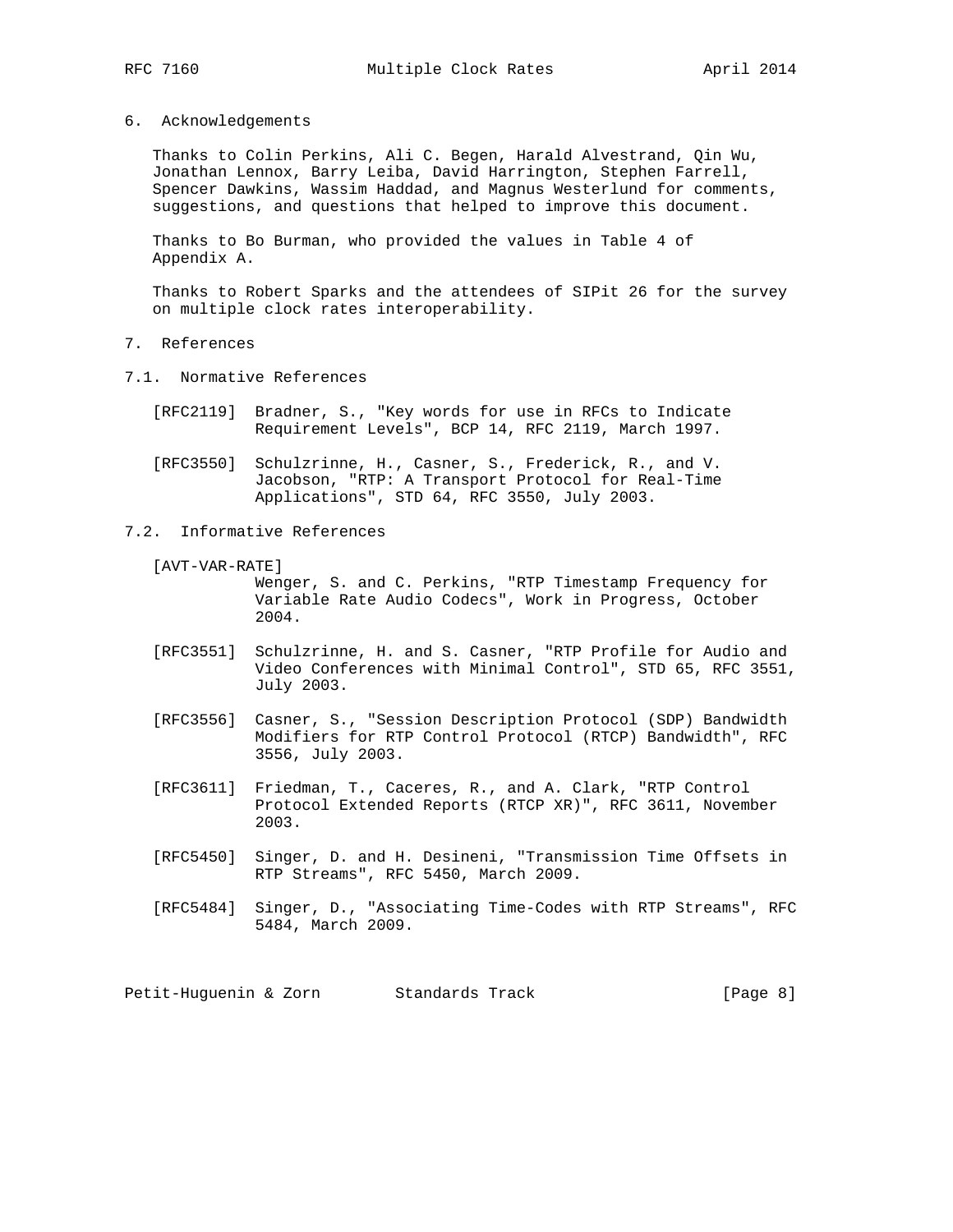## 6. Acknowledgements

Thanks to Colin Perkins, Ali C. Begen, Harald Alvestrand, Qin Wu, Jonathan Lennox, Barry Leiba, David Harrington, Stephen Farrell, Spencer Dawkins, Wassim Haddad, and Magnus Westerlund for comments, suggestions, and questions that helped to improve this document.

Thanks to Bo Burman, who provided the values in Table 4 of Appendix A.

Thanks to Robert Sparks and the attendees of SIPit 26 for the survey on multiple clock rates interoperability.

## 7. References

### 7.1. Normative References

[RFC2119] Bradner, S., "Key words for use in RFCs to Indicate Requirement Levels", BCP 14, RFC 2119, March 1997.

[RFC3550] Schulzrinne, H., Casner, S., Frederick, R., and V. Jacobson, "RTP: A Transport Protocol for Real-Time Applications", STD 64, RFC 3550, July 2003.

### 7.2. Informative References

[AVT-VAR-RATE] Wenger, S. and C. Perkins, "RTP Timestamp Frequency for Variable Rate Audio Codecs", Work in Progress, October 2004.

[RFC3551] Schulzrinne, H. and S. Casner, "RTP Profile for Audio and Video Conferences with Minimal Control", STD 65, RFC 3551, July 2003.

[RFC3556] Casner, S., "Session Description Protocol (SDP) Bandwidth Modifiers for RTP Control Protocol (RTCP) Bandwidth", RFC 3556, July 2003.

[RFC3611] Friedman, T., Caceres, R., and A. Clark, "RTP Control Protocol Extended Reports (RTCP XR)", RFC 3611, November 2003.

[RFC5450] Singer, D. and H. Desineni, "Transmission Time Offsets in RTP Streams", RFC 5450, March 2009.

[RFC5484] Singer, D., "Associating Time-Codes with RTP Streams", RFC 5484, March 2009.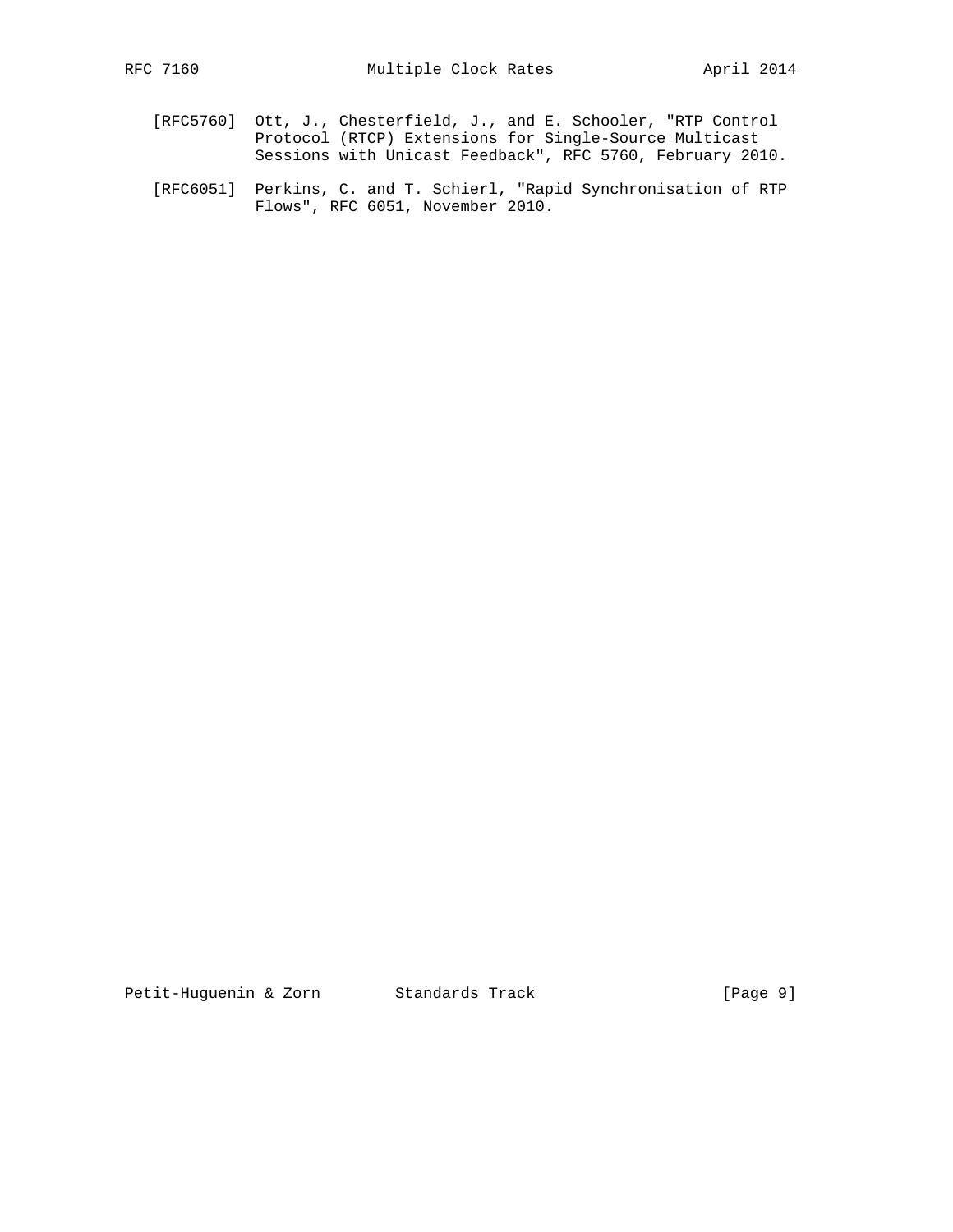[RFC5760] Ott, J., Chesterfield, J., and E. Schooler, "RTP Control Protocol (RTCP) Extensions for Single-Source Multicast Sessions with Unicast Feedback", RFC 5760, February 2010.

[RFC6051] Perkins, C. and T. Schierl, "Rapid Synchronisation of RTP Flows", RFC 6051, November 2010.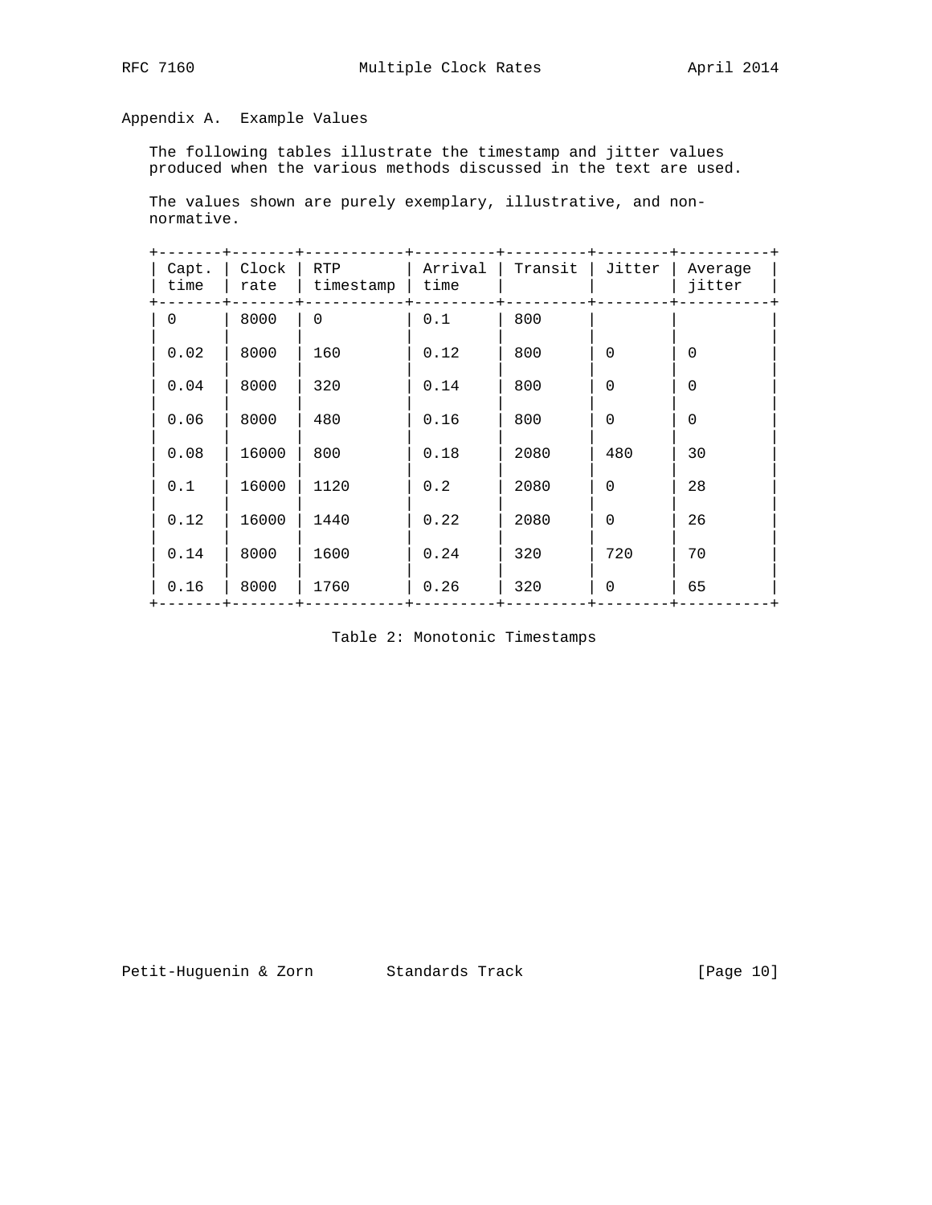## Appendix A. Example Values

The following tables illustrate the timestamp and jitter values produced when the various methods discussed in the text are used.

The values shown are purely exemplary, illustrative, and non-normative.

| Capt. time | Clock rate | RTP timestamp | Arrival time | Transit | Jitter | Average jitter |
|---|---|---|---|---|---|---|
| 0 | 8000 | 0 | 0.1 | 800 | | |
| 0.02 | 8000 | 160 | 0.12 | 800 | 0 | 0 |
| 0.04 | 8000 | 320 | 0.14 | 800 | 0 | 0 |
| 0.06 | 8000 | 480 | 0.16 | 800 | 0 | 0 |
| 0.08 | 16000 | 800 | 0.18 | 2080 | 480 | 30 |
| 0.1 | 16000 | 1120 | 0.2 | 2080 | 0 | 28 |
| 0.12 | 16000 | 1440 | 0.22 | 2080 | 0 | 26 |
| 0.14 | 8000 | 1600 | 0.24 | 320 | 720 | 70 |
| 0.16 | 8000 | 1760 | 0.26 | 320 | 0 | 65 |

Table 2: Monotonic Timestamps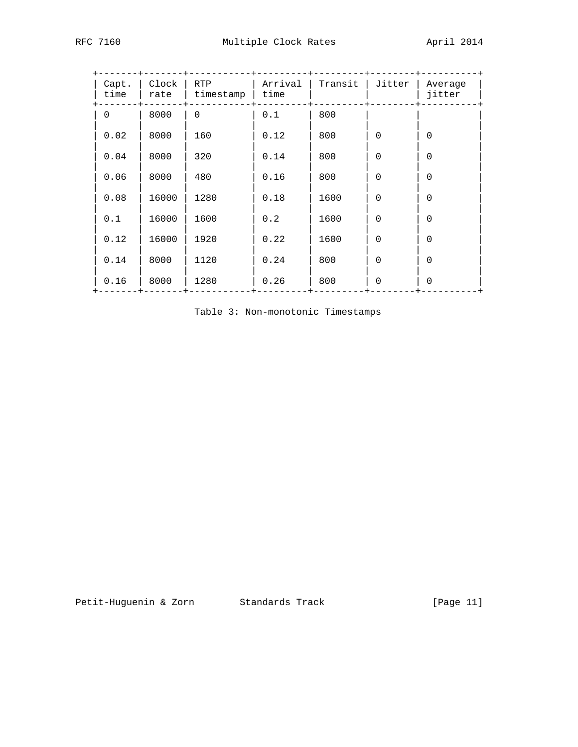| Capt. time | Clock rate | RTP timestamp | Arrival time | Transit | Jitter | Average jitter |
|---|---|---|---|---|---|---|
| 0 | 8000 | 0 | 0.1 | 800 | | |
| 0.02 | 8000 | 160 | 0.12 | 800 | 0 | 0 |
| 0.04 | 8000 | 320 | 0.14 | 800 | 0 | 0 |
| 0.06 | 8000 | 480 | 0.16 | 800 | 0 | 0 |
| 0.08 | 16000 | 1280 | 0.18 | 1600 | 0 | 0 |
| 0.1 | 16000 | 1600 | 0.2 | 1600 | 0 | 0 |
| 0.12 | 16000 | 1920 | 0.22 | 1600 | 0 | 0 |
| 0.14 | 8000 | 1120 | 0.24 | 800 | 0 | 0 |
| 0.16 | 8000 | 1280 | 0.26 | 800 | 0 | 0 |

Table 3: Non-monotonic Timestamps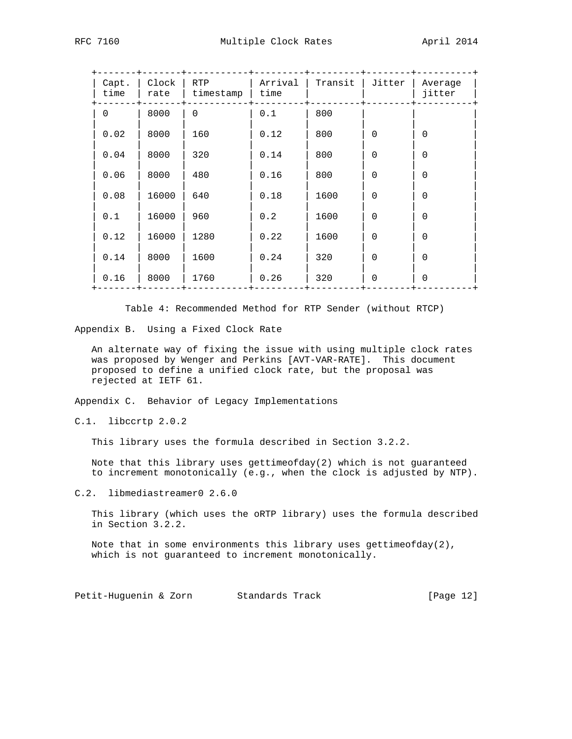| Capt. time | Clock rate | RTP timestamp | Arrival time | Transit | Jitter | Average jitter |
|---|---|---|---|---|---|---|
| 0 | 8000 | 0 | 0.1 | 800 | | |
| 0.02 | 8000 | 160 | 0.12 | 800 | 0 | 0 |
| 0.04 | 8000 | 320 | 0.14 | 800 | 0 | 0 |
| 0.06 | 8000 | 480 | 0.16 | 800 | 0 | 0 |
| 0.08 | 16000 | 640 | 0.18 | 1600 | 0 | 0 |
| 0.1 | 16000 | 960 | 0.2 | 1600 | 0 | 0 |
| 0.12 | 16000 | 1280 | 0.22 | 1600 | 0 | 0 |
| 0.14 | 8000 | 1600 | 0.24 | 320 | 0 | 0 |
| 0.16 | 8000 | 1760 | 0.26 | 320 | 0 | 0 |

Table 4: Recommended Method for RTP Sender (without RTCP)

## Appendix B. Using a Fixed Clock Rate

An alternate way of fixing the issue with using multiple clock rates was proposed by Wenger and Perkins [AVT-VAR-RATE]. This document proposed to define a unified clock rate, but the proposal was rejected at IETF 61.

## Appendix C. Behavior of Legacy Implementations

### C.1. libccrtp 2.0.2

This library uses the formula described in Section 3.2.2.

Note that this library uses gettimeofday(2) which is not guaranteed to increment monotonically (e.g., when the clock is adjusted by NTP).

### C.2. libmediastreamer0 2.6.0

This library (which uses the oRTP library) uses the formula described in Section 3.2.2.

Note that in some environments this library uses gettimeofday(2), which is not guaranteed to increment monotonically.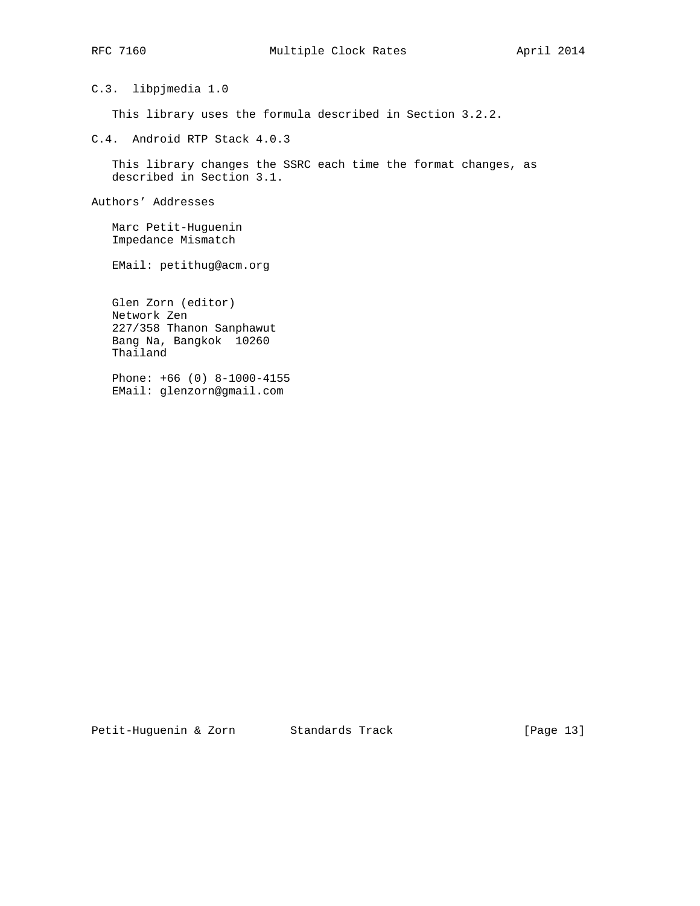### C.3. libpjmedia 1.0

This library uses the formula described in Section 3.2.2.

### C.4. Android RTP Stack 4.0.3

This library changes the SSRC each time the format changes, as described in Section 3.1.

## Authors' Addresses

Marc Petit-Huguenin
Impedance Mismatch

EMail: petithug@acm.org

Glen Zorn (editor)
Network Zen
227/358 Thanon Sanphawut
Bang Na, Bangkok 10260
Thailand

Phone: +66 (0) 8-1000-4155
EMail: glenzorn@gmail.com